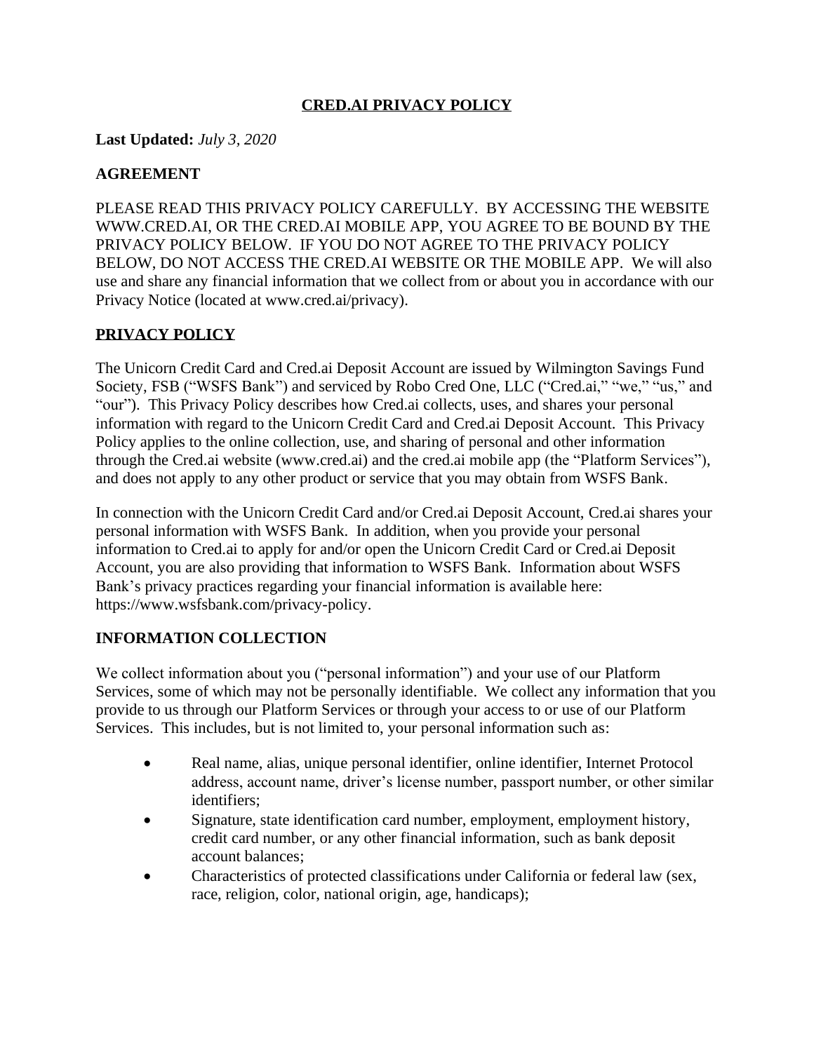# CRED.AI PRIVACY POLICY

**Last Updated:** *July 3, 2020*

## AGREEMENT

PLEASE READ THIS PRIVACY POLICY CAREFULLY. BY ACCESSING THE WEBSITE WWW.CRED.AI, OR THE CRED.AI MOBILE APP, YOU AGREE TO BE BOUND BY THE PRIVACY POLICY BELOW. IF YOU DO NOT AGREE TO THE PRIVACY POLICY BELOW, DO NOT ACCESS THE CRED.AI WEBSITE OR THE MOBILE APP. We will also use and share any financial information that we collect from or about you in accordance with our Privacy Notice (located at www.cred.ai/privacy).

## PRIVACY POLICY

The Unicorn Credit Card and Cred.ai Deposit Account are issued by Wilmington Savings Fund Society, FSB ("WSFS Bank") and serviced by Robo Cred One, LLC ("Cred.ai," "we," "us," and "our"). This Privacy Policy describes how Cred.ai collects, uses, and shares your personal information with regard to the Unicorn Credit Card and Cred.ai Deposit Account. This Privacy Policy applies to the online collection, use, and sharing of personal and other information through the Cred.ai website (www.cred.ai) and the cred.ai mobile app (the "Platform Services"), and does not apply to any other product or service that you may obtain from WSFS Bank.

In connection with the Unicorn Credit Card and/or Cred.ai Deposit Account, Cred.ai shares your personal information with WSFS Bank. In addition, when you provide your personal information to Cred.ai to apply for and/or open the Unicorn Credit Card or Cred.ai Deposit Account, you are also providing that information to WSFS Bank. Information about WSFS Bank's privacy practices regarding your financial information is available here: https://www.wsfsbank.com/privacy-policy.

## INFORMATION COLLECTION

We collect information about you ("personal information") and your use of our Platform Services, some of which may not be personally identifiable. We collect any information that you provide to us through our Platform Services or through your access to or use of our Platform Services. This includes, but is not limited to, your personal information such as:

- Real name, alias, unique personal identifier, online identifier, Internet Protocol address, account name, driver's license number, passport number, or other similar identifiers;
- Signature, state identification card number, employment, employment history, credit card number, or any other financial information, such as bank deposit account balances;
- Characteristics of protected classifications under California or federal law (sex, race, religion, color, national origin, age, handicaps);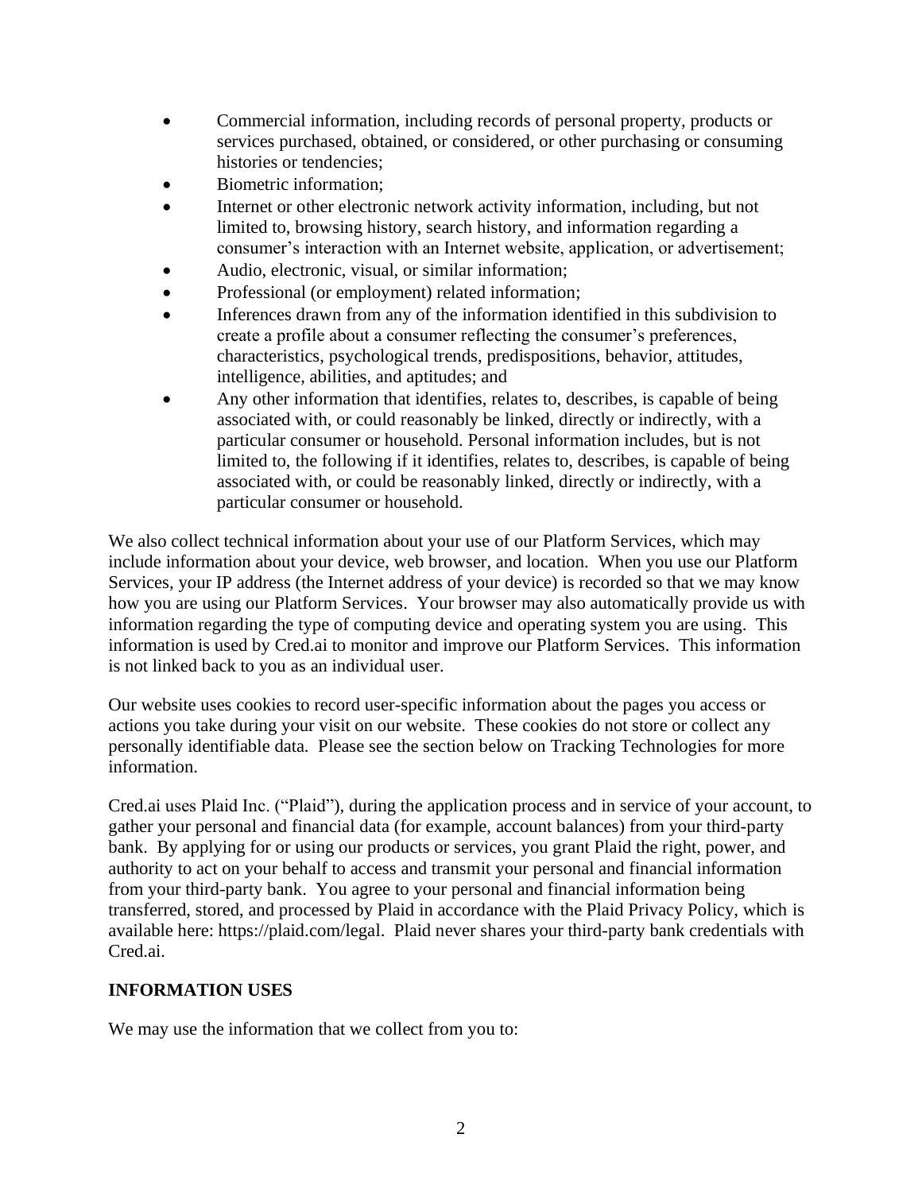- Commercial information, including records of personal property, products or services purchased, obtained, or considered, or other purchasing or consuming histories or tendencies;
- Biometric information;
- Internet or other electronic network activity information, including, but not limited to, browsing history, search history, and information regarding a consumer's interaction with an Internet website, application, or advertisement;
- Audio, electronic, visual, or similar information;
- Professional (or employment) related information;
- Inferences drawn from any of the information identified in this subdivision to create a profile about a consumer reflecting the consumer's preferences, characteristics, psychological trends, predispositions, behavior, attitudes, intelligence, abilities, and aptitudes; and
- Any other information that identifies, relates to, describes, is capable of being associated with, or could reasonably be linked, directly or indirectly, with a particular consumer or household. Personal information includes, but is not limited to, the following if it identifies, relates to, describes, is capable of being associated with, or could be reasonably linked, directly or indirectly, with a particular consumer or household.

We also collect technical information about your use of our Platform Services, which may include information about your device, web browser, and location. When you use our Platform Services, your IP address (the Internet address of your device) is recorded so that we may know how you are using our Platform Services. Your browser may also automatically provide us with information regarding the type of computing device and operating system you are using. This information is used by Cred.ai to monitor and improve our Platform Services. This information is not linked back to you as an individual user.

Our website uses cookies to record user-specific information about the pages you access or actions you take during your visit on our website. These cookies do not store or collect any personally identifiable data. Please see the section below on Tracking Technologies for more information.

Cred.ai uses Plaid Inc. ("Plaid"), during the application process and in service of your account, to gather your personal and financial data (for example, account balances) from your third-party bank. By applying for or using our products or services, you grant Plaid the right, power, and authority to act on your behalf to access and transmit your personal and financial information from your third-party bank. You agree to your personal and financial information being transferred, stored, and processed by Plaid in accordance with the Plaid Privacy Policy, which is available here: https://plaid.com/legal. Plaid never shares your third-party bank credentials with Cred.ai.

## INFORMATION USES

We may use the information that we collect from you to: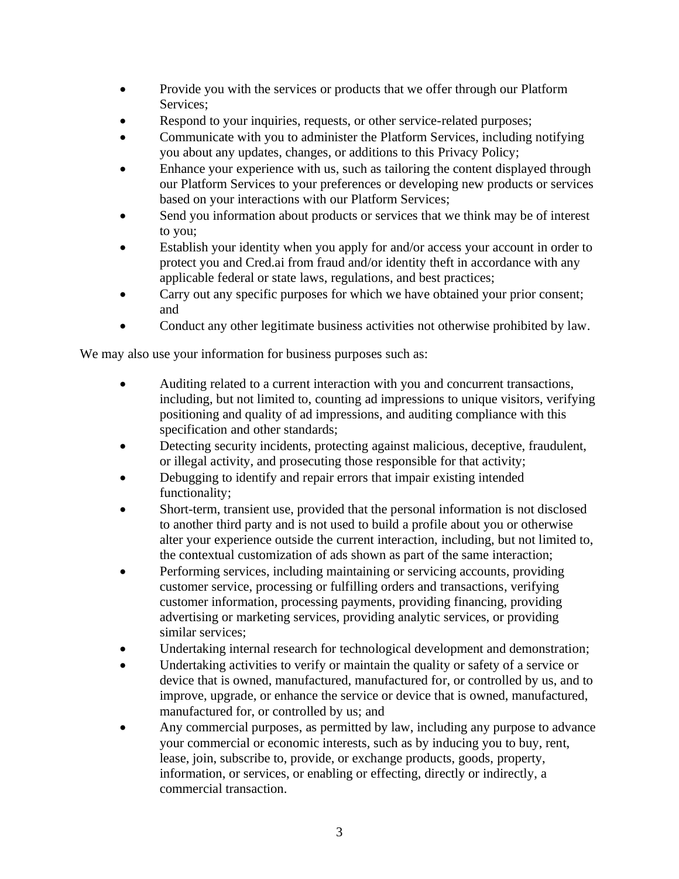- Provide you with the services or products that we offer through our Platform Services;
- Respond to your inquiries, requests, or other service-related purposes;
- Communicate with you to administer the Platform Services, including notifying you about any updates, changes, or additions to this Privacy Policy;
- Enhance your experience with us, such as tailoring the content displayed through our Platform Services to your preferences or developing new products or services based on your interactions with our Platform Services;
- Send you information about products or services that we think may be of interest to you;
- Establish your identity when you apply for and/or access your account in order to protect you and Cred.ai from fraud and/or identity theft in accordance with any applicable federal or state laws, regulations, and best practices;
- Carry out any specific purposes for which we have obtained your prior consent; and
- Conduct any other legitimate business activities not otherwise prohibited by law.

We may also use your information for business purposes such as:

- Auditing related to a current interaction with you and concurrent transactions, including, but not limited to, counting ad impressions to unique visitors, verifying positioning and quality of ad impressions, and auditing compliance with this specification and other standards;
- Detecting security incidents, protecting against malicious, deceptive, fraudulent, or illegal activity, and prosecuting those responsible for that activity;
- Debugging to identify and repair errors that impair existing intended functionality;
- Short-term, transient use, provided that the personal information is not disclosed to another third party and is not used to build a profile about you or otherwise alter your experience outside the current interaction, including, but not limited to, the contextual customization of ads shown as part of the same interaction;
- Performing services, including maintaining or servicing accounts, providing customer service, processing or fulfilling orders and transactions, verifying customer information, processing payments, providing financing, providing advertising or marketing services, providing analytic services, or providing similar services;
- Undertaking internal research for technological development and demonstration;
- Undertaking activities to verify or maintain the quality or safety of a service or device that is owned, manufactured, manufactured for, or controlled by us, and to improve, upgrade, or enhance the service or device that is owned, manufactured, manufactured for, or controlled by us; and
- Any commercial purposes, as permitted by law, including any purpose to advance your commercial or economic interests, such as by inducing you to buy, rent, lease, join, subscribe to, provide, or exchange products, goods, property, information, or services, or enabling or effecting, directly or indirectly, a commercial transaction.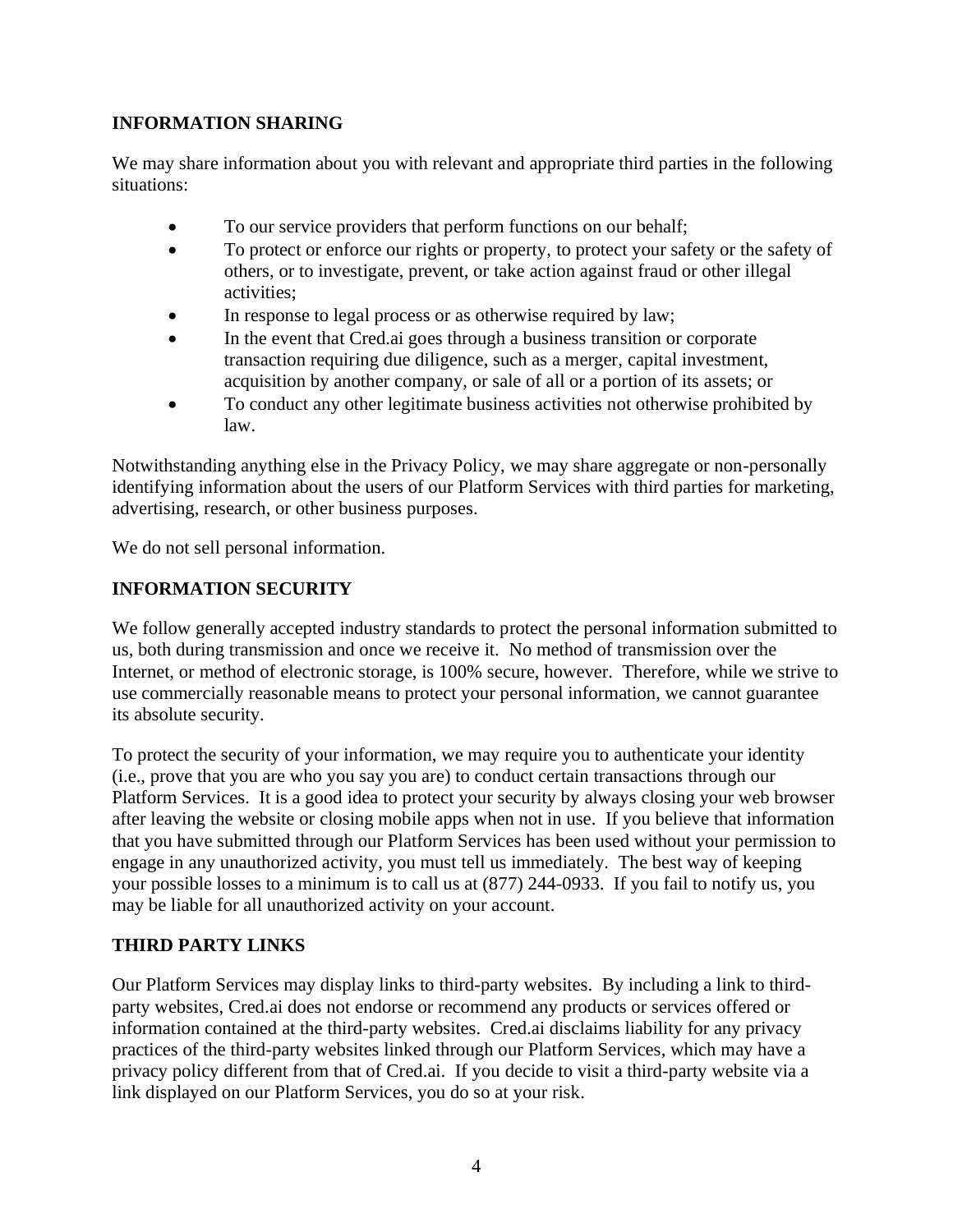## INFORMATION SHARING

We may share information about you with relevant and appropriate third parties in the following situations:

- To our service providers that perform functions on our behalf;
- To protect or enforce our rights or property, to protect your safety or the safety of others, or to investigate, prevent, or take action against fraud or other illegal activities;
- In response to legal process or as otherwise required by law;
- In the event that Cred.ai goes through a business transition or corporate transaction requiring due diligence, such as a merger, capital investment, acquisition by another company, or sale of all or a portion of its assets; or
- To conduct any other legitimate business activities not otherwise prohibited by law.

Notwithstanding anything else in the Privacy Policy, we may share aggregate or non-personally identifying information about the users of our Platform Services with third parties for marketing, advertising, research, or other business purposes.

We do not sell personal information.

## INFORMATION SECURITY

We follow generally accepted industry standards to protect the personal information submitted to us, both during transmission and once we receive it. No method of transmission over the Internet, or method of electronic storage, is 100% secure, however. Therefore, while we strive to use commercially reasonable means to protect your personal information, we cannot guarantee its absolute security.

To protect the security of your information, we may require you to authenticate your identity (i.e., prove that you are who you say you are) to conduct certain transactions through our Platform Services. It is a good idea to protect your security by always closing your web browser after leaving the website or closing mobile apps when not in use. If you believe that information that you have submitted through our Platform Services has been used without your permission to engage in any unauthorized activity, you must tell us immediately. The best way of keeping your possible losses to a minimum is to call us at (877) 244-0933. If you fail to notify us, you may be liable for all unauthorized activity on your account.

## THIRD PARTY LINKS

Our Platform Services may display links to third-party websites. By including a link to third-party websites, Cred.ai does not endorse or recommend any products or services offered or information contained at the third-party websites. Cred.ai disclaims liability for any privacy practices of the third-party websites linked through our Platform Services, which may have a privacy policy different from that of Cred.ai. If you decide to visit a third-party website via a link displayed on our Platform Services, you do so at your risk.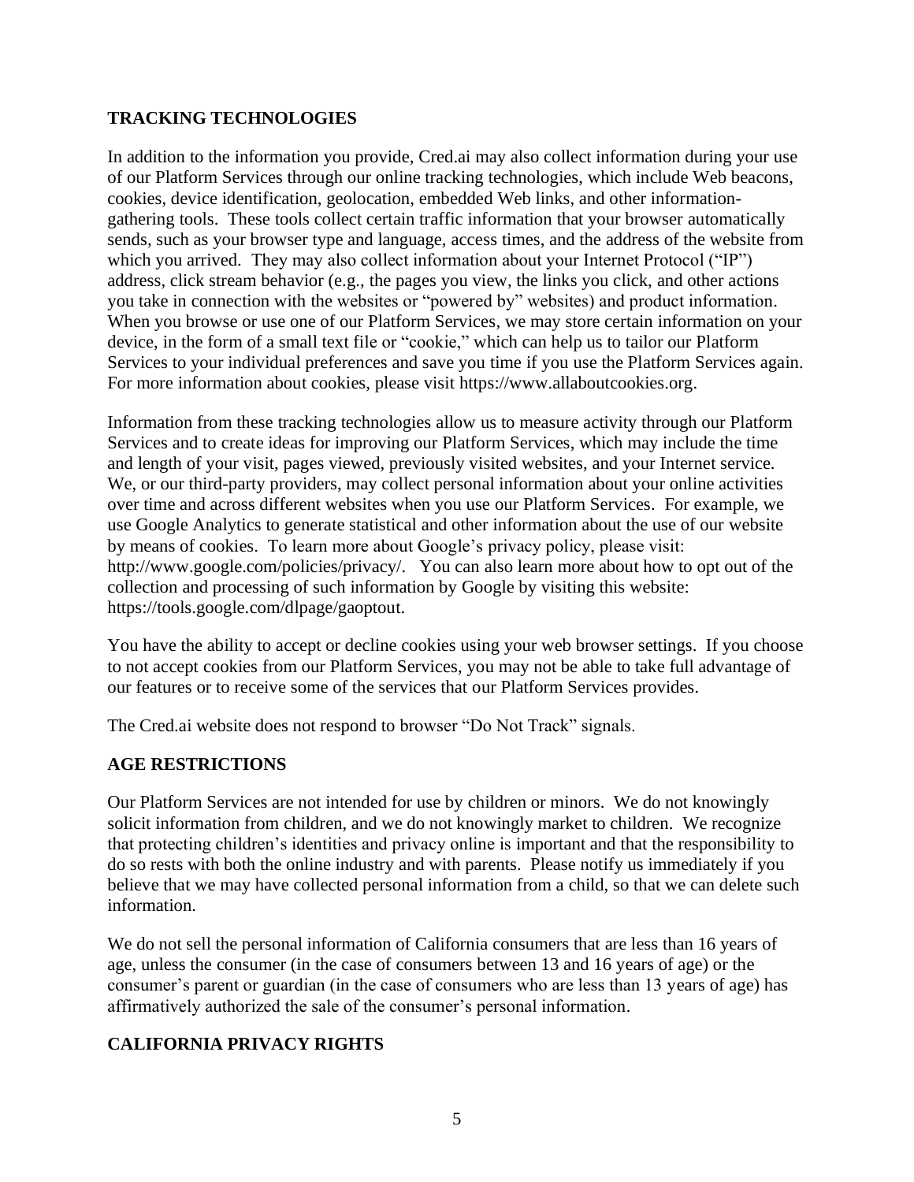## TRACKING TECHNOLOGIES

In addition to the information you provide, Cred.ai may also collect information during your use of our Platform Services through our online tracking technologies, which include Web beacons, cookies, device identification, geolocation, embedded Web links, and other information-gathering tools. These tools collect certain traffic information that your browser automatically sends, such as your browser type and language, access times, and the address of the website from which you arrived. They may also collect information about your Internet Protocol ("IP") address, click stream behavior (e.g., the pages you view, the links you click, and other actions you take in connection with the websites or "powered by" websites) and product information. When you browse or use one of our Platform Services, we may store certain information on your device, in the form of a small text file or "cookie," which can help us to tailor our Platform Services to your individual preferences and save you time if you use the Platform Services again. For more information about cookies, please visit https://www.allaboutcookies.org.

Information from these tracking technologies allow us to measure activity through our Platform Services and to create ideas for improving our Platform Services, which may include the time and length of your visit, pages viewed, previously visited websites, and your Internet service. We, or our third-party providers, may collect personal information about your online activities over time and across different websites when you use our Platform Services. For example, we use Google Analytics to generate statistical and other information about the use of our website by means of cookies. To learn more about Google's privacy policy, please visit: http://www.google.com/policies/privacy/. You can also learn more about how to opt out of the collection and processing of such information by Google by visiting this website: https://tools.google.com/dlpage/gaoptout.

You have the ability to accept or decline cookies using your web browser settings. If you choose to not accept cookies from our Platform Services, you may not be able to take full advantage of our features or to receive some of the services that our Platform Services provides.

The Cred.ai website does not respond to browser "Do Not Track" signals.

## AGE RESTRICTIONS

Our Platform Services are not intended for use by children or minors. We do not knowingly solicit information from children, and we do not knowingly market to children. We recognize that protecting children's identities and privacy online is important and that the responsibility to do so rests with both the online industry and with parents. Please notify us immediately if you believe that we may have collected personal information from a child, so that we can delete such information.

We do not sell the personal information of California consumers that are less than 16 years of age, unless the consumer (in the case of consumers between 13 and 16 years of age) or the consumer's parent or guardian (in the case of consumers who are less than 13 years of age) has affirmatively authorized the sale of the consumer's personal information.

## CALIFORNIA PRIVACY RIGHTS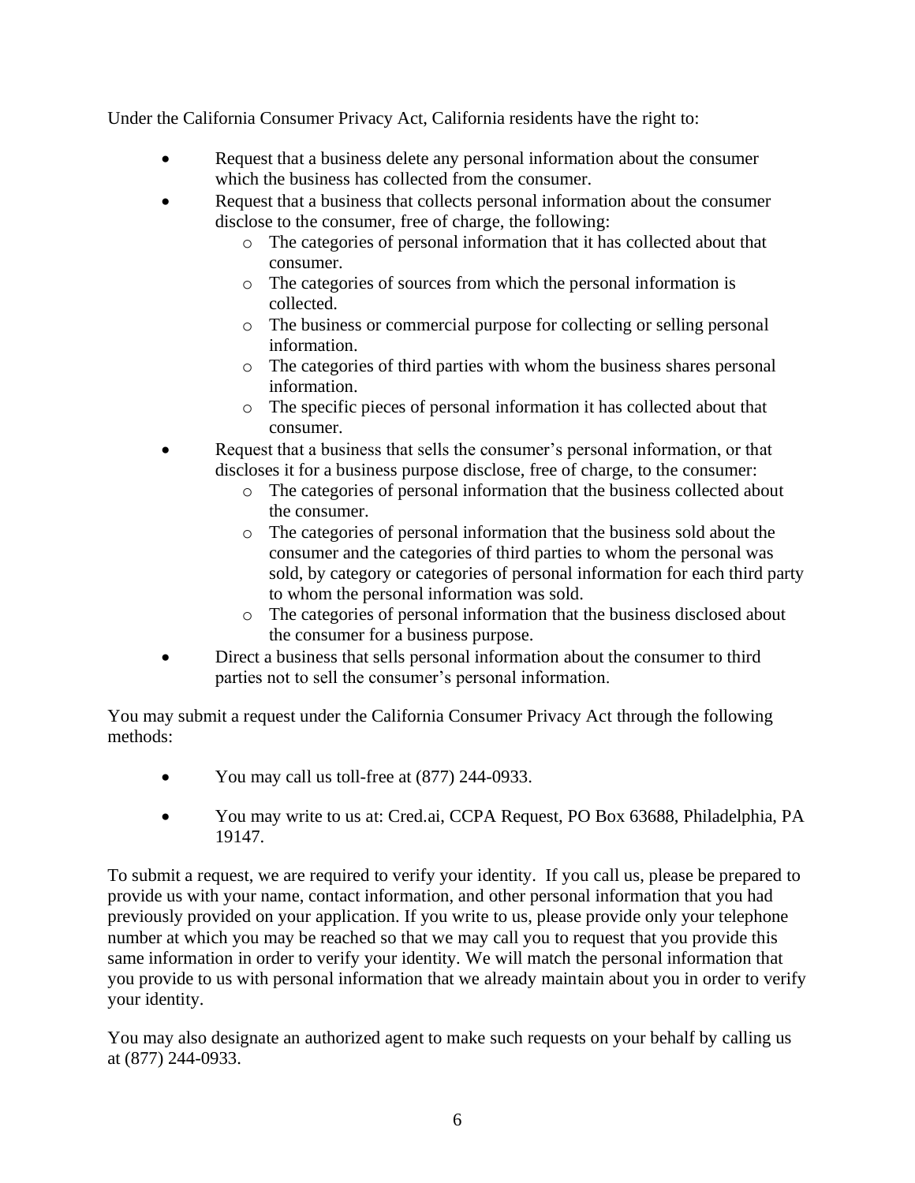Under the California Consumer Privacy Act, California residents have the right to:

- Request that a business delete any personal information about the consumer which the business has collected from the consumer.
- Request that a business that collects personal information about the consumer disclose to the consumer, free of charge, the following:
  - The categories of personal information that it has collected about that consumer.
  - The categories of sources from which the personal information is collected.
  - The business or commercial purpose for collecting or selling personal information.
  - The categories of third parties with whom the business shares personal information.
  - The specific pieces of personal information it has collected about that consumer.
- Request that a business that sells the consumer's personal information, or that discloses it for a business purpose disclose, free of charge, to the consumer:
  - The categories of personal information that the business collected about the consumer.
  - The categories of personal information that the business sold about the consumer and the categories of third parties to whom the personal was sold, by category or categories of personal information for each third party to whom the personal information was sold.
  - The categories of personal information that the business disclosed about the consumer for a business purpose.
- Direct a business that sells personal information about the consumer to third parties not to sell the consumer's personal information.

You may submit a request under the California Consumer Privacy Act through the following methods:

- You may call us toll-free at (877) 244-0933.
- You may write to us at: Cred.ai, CCPA Request, PO Box 63688, Philadelphia, PA 19147.

To submit a request, we are required to verify your identity. If you call us, please be prepared to provide us with your name, contact information, and other personal information that you had previously provided on your application. If you write to us, please provide only your telephone number at which you may be reached so that we may call you to request that you provide this same information in order to verify your identity. We will match the personal information that you provide to us with personal information that we already maintain about you in order to verify your identity.

You may also designate an authorized agent to make such requests on your behalf by calling us at (877) 244-0933.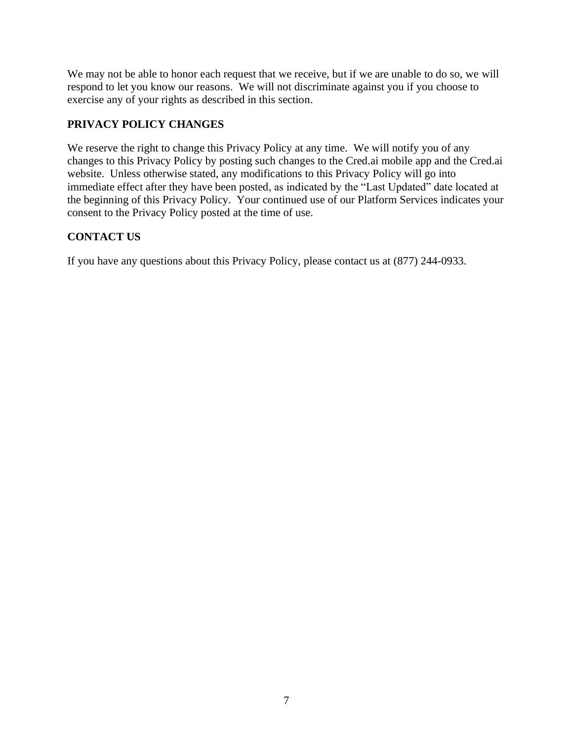We may not be able to honor each request that we receive, but if we are unable to do so, we will respond to let you know our reasons. We will not discriminate against you if you choose to exercise any of your rights as described in this section.

## PRIVACY POLICY CHANGES

We reserve the right to change this Privacy Policy at any time. We will notify you of any changes to this Privacy Policy by posting such changes to the Cred.ai mobile app and the Cred.ai website. Unless otherwise stated, any modifications to this Privacy Policy will go into immediate effect after they have been posted, as indicated by the "Last Updated" date located at the beginning of this Privacy Policy. Your continued use of our Platform Services indicates your consent to the Privacy Policy posted at the time of use.

## CONTACT US

If you have any questions about this Privacy Policy, please contact us at (877) 244-0933.